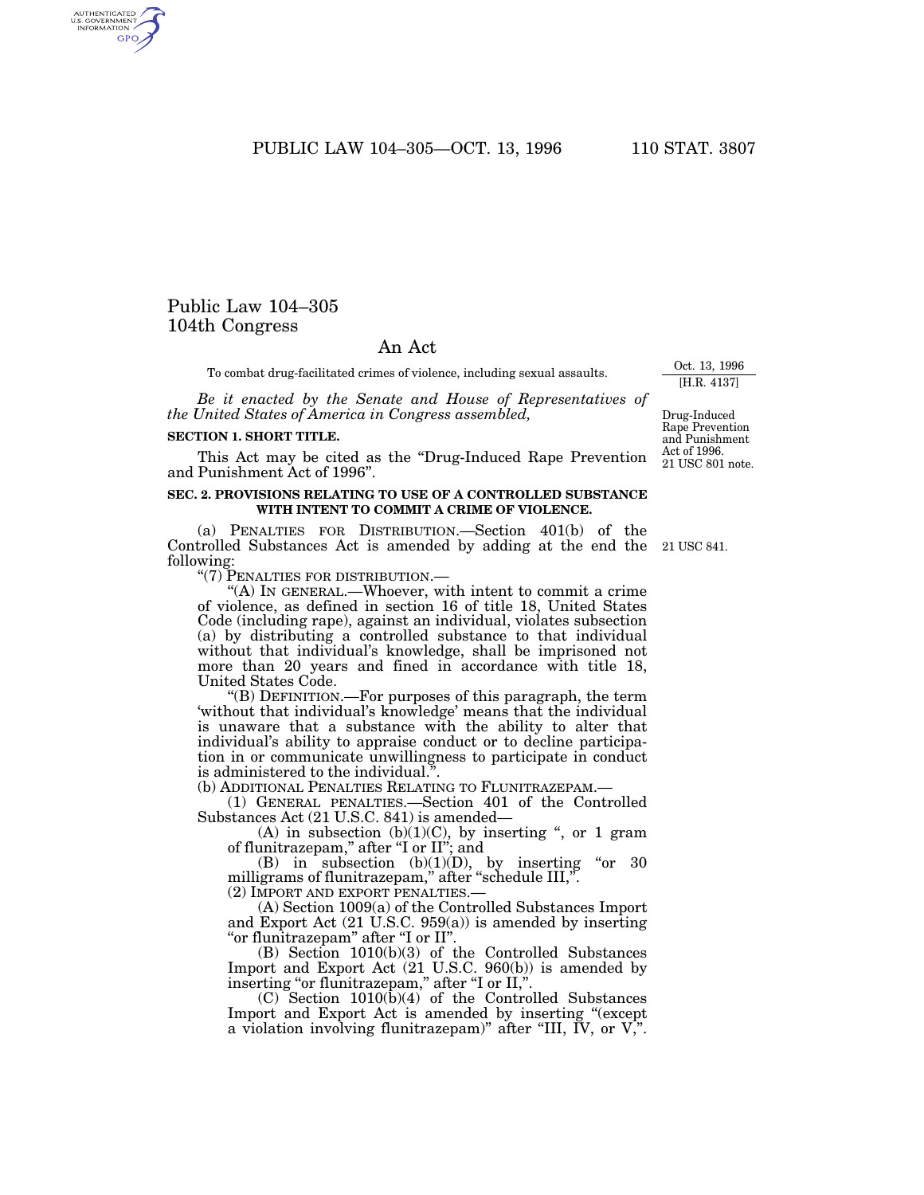# Public Law 104–305
# 104th Congress

## An Act

To combat drug-facilitated crimes of violence, including sexual assaults.

Oct. 13, 1996
[H.R. 4137]

*Be it enacted by the Senate and House of Representatives of the United States of America in Congress assembled,*

Drug-Induced Rape Prevention and Punishment Act of 1996.
21 USC 801 note.

**SECTION 1. SHORT TITLE.**

This Act may be cited as the "Drug-Induced Rape Prevention and Punishment Act of 1996".

**SEC. 2. PROVISIONS RELATING TO USE OF A CONTROLLED SUBSTANCE WITH INTENT TO COMMIT A CRIME OF VIOLENCE.**

(a) PENALTIES FOR DISTRIBUTION.—Section 401(b) of the Controlled Substances Act is amended by adding at the end the following:

21 USC 841.

"(7) PENALTIES FOR DISTRIBUTION.—

"(A) IN GENERAL.—Whoever, with intent to commit a crime of violence, as defined in section 16 of title 18, United States Code (including rape), against an individual, violates subsection (a) by distributing a controlled substance to that individual without that individual's knowledge, shall be imprisoned not more than 20 years and fined in accordance with title 18, United States Code.

"(B) DEFINITION.—For purposes of this paragraph, the term 'without that individual's knowledge' means that the individual is unaware that a substance with the ability to alter that individual's ability to appraise conduct or to decline participation in or communicate unwillingness to participate in conduct is administered to the individual.".

(b) ADDITIONAL PENALTIES RELATING TO FLUNITRAZEPAM.—

(1) GENERAL PENALTIES.—Section 401 of the Controlled Substances Act (21 U.S.C. 841) is amended—

(A) in subsection (b)(1)(C), by inserting ", or 1 gram of flunitrazepam," after "I or II"; and

(B) in subsection (b)(1)(D), by inserting "or 30 milligrams of flunitrazepam," after "schedule III,".

(2) IMPORT AND EXPORT PENALTIES.—

(A) Section 1009(a) of the Controlled Substances Import and Export Act (21 U.S.C. 959(a)) is amended by inserting "or flunitrazepam" after "I or II".

(B) Section 1010(b)(3) of the Controlled Substances Import and Export Act (21 U.S.C. 960(b)) is amended by inserting "or flunitrazepam," after "I or II,".

(C) Section 1010(b)(4) of the Controlled Substances Import and Export Act is amended by inserting "(except a violation involving flunitrazepam)" after "III, IV, or V,".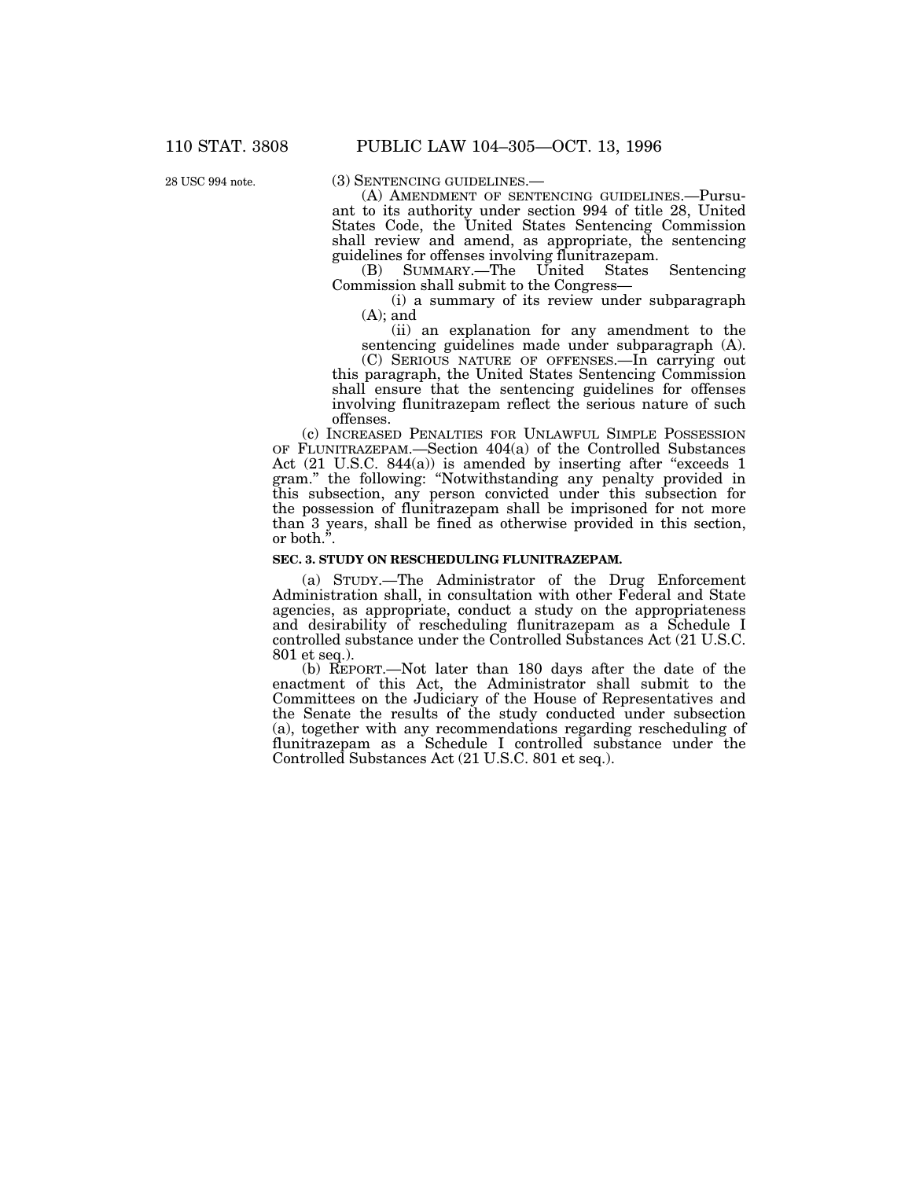28 USC 994 note.

(3) SENTENCING GUIDELINES.—

(A) AMENDMENT OF SENTENCING GUIDELINES.—Pursuant to its authority under section 994 of title 28, United States Code, the United States Sentencing Commission shall review and amend, as appropriate, the sentencing guidelines for offenses involving flunitrazepam.

(B) SUMMARY.—The United States Sentencing Commission shall submit to the Congress—

(i) a summary of its review under subparagraph (A); and

(ii) an explanation for any amendment to the sentencing guidelines made under subparagraph (A).

(C) SERIOUS NATURE OF OFFENSES.—In carrying out this paragraph, the United States Sentencing Commission shall ensure that the sentencing guidelines for offenses involving flunitrazepam reflect the serious nature of such offenses.

(c) INCREASED PENALTIES FOR UNLAWFUL SIMPLE POSSESSION OF FLUNITRAZEPAM.—Section 404(a) of the Controlled Substances Act (21 U.S.C. 844(a)) is amended by inserting after "exceeds 1 gram." the following: "Notwithstanding any penalty provided in this subsection, any person convicted under this subsection for the possession of flunitrazepam shall be imprisoned for not more than 3 years, shall be fined as otherwise provided in this section, or both.".

**SEC. 3. STUDY ON RESCHEDULING FLUNITRAZEPAM.**

(a) STUDY.—The Administrator of the Drug Enforcement Administration shall, in consultation with other Federal and State agencies, as appropriate, conduct a study on the appropriateness and desirability of rescheduling flunitrazepam as a Schedule I controlled substance under the Controlled Substances Act (21 U.S.C. 801 et seq.).

(b) REPORT.—Not later than 180 days after the date of the enactment of this Act, the Administrator shall submit to the Committees on the Judiciary of the House of Representatives and the Senate the results of the study conducted under subsection (a), together with any recommendations regarding rescheduling of flunitrazepam as a Schedule I controlled substance under the Controlled Substances Act (21 U.S.C. 801 et seq.).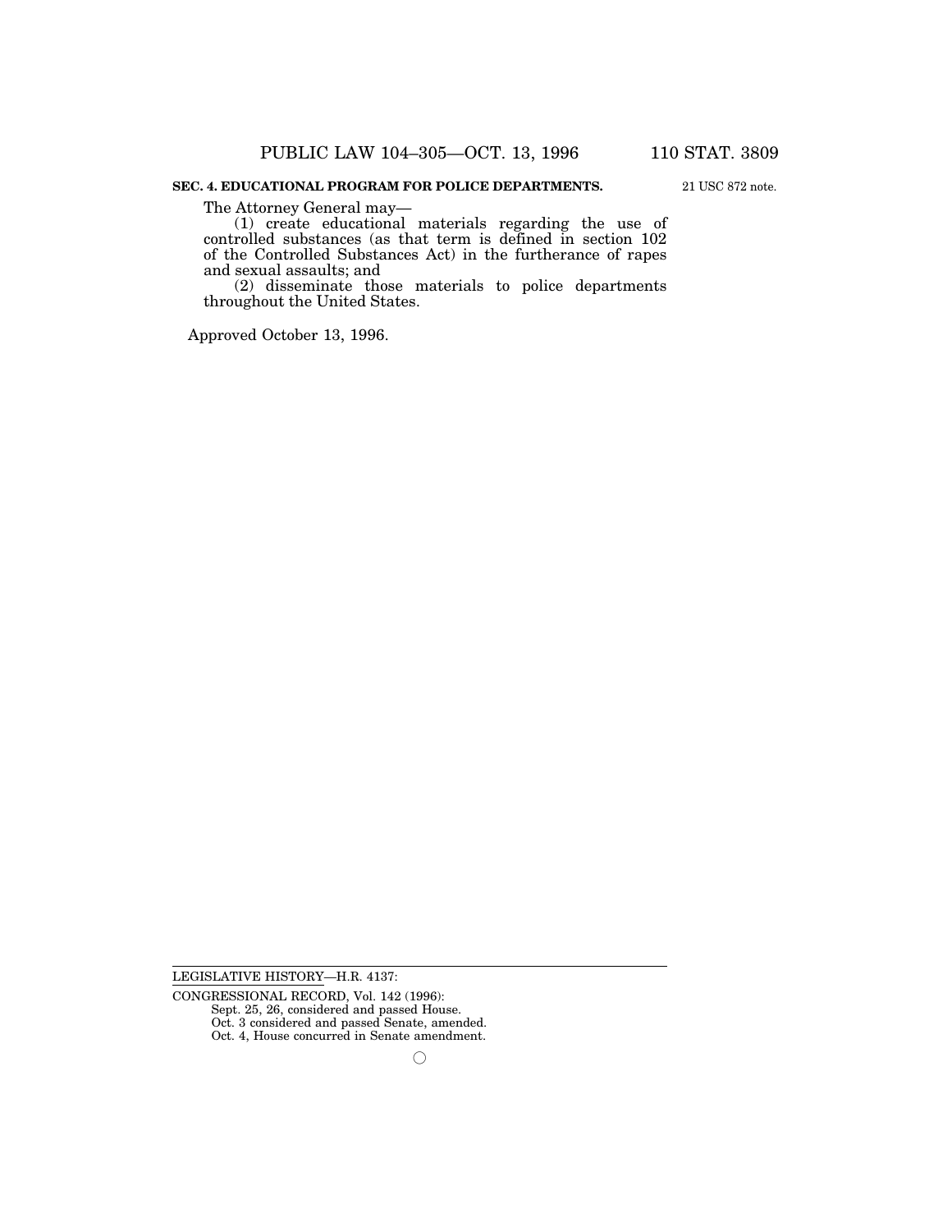**SEC. 4. EDUCATIONAL PROGRAM FOR POLICE DEPARTMENTS.**

21 USC 872 note.

The Attorney General may—

(1) create educational materials regarding the use of controlled substances (as that term is defined in section 102 of the Controlled Substances Act) in the furtherance of rapes and sexual assaults; and

(2) disseminate those materials to police departments throughout the United States.

Approved October 13, 1996.

---

LEGISLATIVE HISTORY—H.R. 4137:

CONGRESSIONAL RECORD, Vol. 142 (1996):

Sept. 25, 26, considered and passed House.
Oct. 3 considered and passed Senate, amended.
Oct. 4, House concurred in Senate amendment.

○